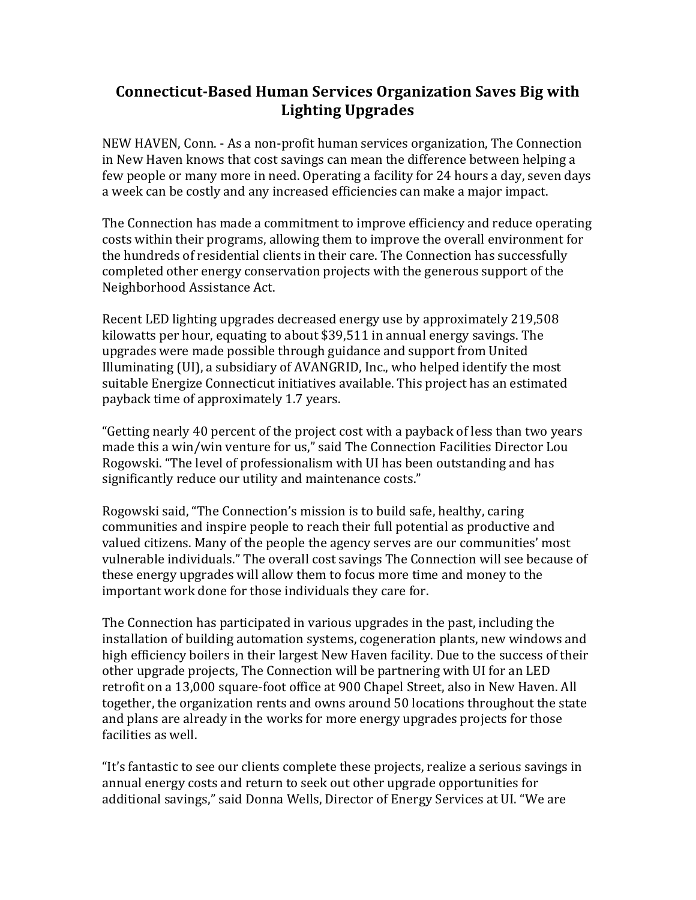# Connecticut-Based Human Services Organization Saves Big with Lighting Upgrades

NEW HAVEN, Conn. - As a non-profit human services organization, The Connection in New Haven knows that cost savings can mean the difference between helping a few people or many more in need. Operating a facility for 24 hours a day, seven days a week can be costly and any increased efficiencies can make a major impact.

The Connection has made a commitment to improve efficiency and reduce operating costs within their programs, allowing them to improve the overall environment for the hundreds of residential clients in their care. The Connection has successfully completed other energy conservation projects with the generous support of the Neighborhood Assistance Act.

Recent LED lighting upgrades decreased energy use by approximately 219,508 kilowatts per hour, equating to about $39,511 in annual energy savings. The upgrades were made possible through guidance and support from United Illuminating (UI), a subsidiary of AVANGRID, Inc., who helped identify the most suitable Energize Connecticut initiatives available. This project has an estimated payback time of approximately 1.7 years.

"Getting nearly 40 percent of the project cost with a payback of less than two years made this a win/win venture for us," said The Connection Facilities Director Lou Rogowski. "The level of professionalism with UI has been outstanding and has significantly reduce our utility and maintenance costs."

Rogowski said, "The Connection's mission is to build safe, healthy, caring communities and inspire people to reach their full potential as productive and valued citizens. Many of the people the agency serves are our communities' most vulnerable individuals." The overall cost savings The Connection will see because of these energy upgrades will allow them to focus more time and money to the important work done for those individuals they care for.

The Connection has participated in various upgrades in the past, including the installation of building automation systems, cogeneration plants, new windows and high efficiency boilers in their largest New Haven facility. Due to the success of their other upgrade projects, The Connection will be partnering with UI for an LED retrofit on a 13,000 square-foot office at 900 Chapel Street, also in New Haven. All together, the organization rents and owns around 50 locations throughout the state and plans are already in the works for more energy upgrades projects for those facilities as well.

"It's fantastic to see our clients complete these projects, realize a serious savings in annual energy costs and return to seek out other upgrade opportunities for additional savings," said Donna Wells, Director of Energy Services at UI. "We are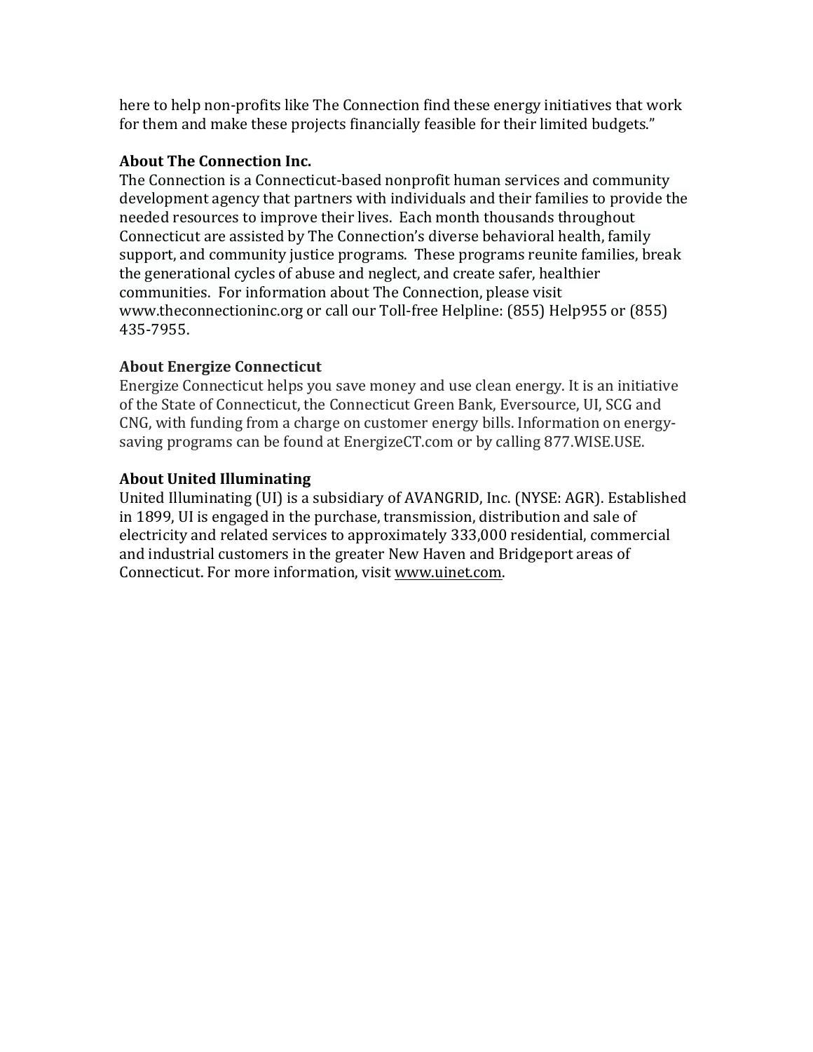here to help non-profits like The Connection find these energy initiatives that work for them and make these projects financially feasible for their limited budgets."

**About The Connection Inc.**

The Connection is a Connecticut-based nonprofit human services and community development agency that partners with individuals and their families to provide the needed resources to improve their lives. Each month thousands throughout Connecticut are assisted by The Connection's diverse behavioral health, family support, and community justice programs. These programs reunite families, break the generational cycles of abuse and neglect, and create safer, healthier communities. For information about The Connection, please visit www.theconnectioninc.org or call our Toll-free Helpline: (855) Help955 or (855) 435-7955.

**About Energize Connecticut**

Energize Connecticut helps you save money and use clean energy. It is an initiative of the State of Connecticut, the Connecticut Green Bank, Eversource, UI, SCG and CNG, with funding from a charge on customer energy bills. Information on energy-saving programs can be found at EnergizeCT.com or by calling 877.WISE.USE.

**About United Illuminating**

United Illuminating (UI) is a subsidiary of AVANGRID, Inc. (NYSE: AGR). Established in 1899, UI is engaged in the purchase, transmission, distribution and sale of electricity and related services to approximately 333,000 residential, commercial and industrial customers in the greater New Haven and Bridgeport areas of Connecticut. For more information, visit www.uinet.com.